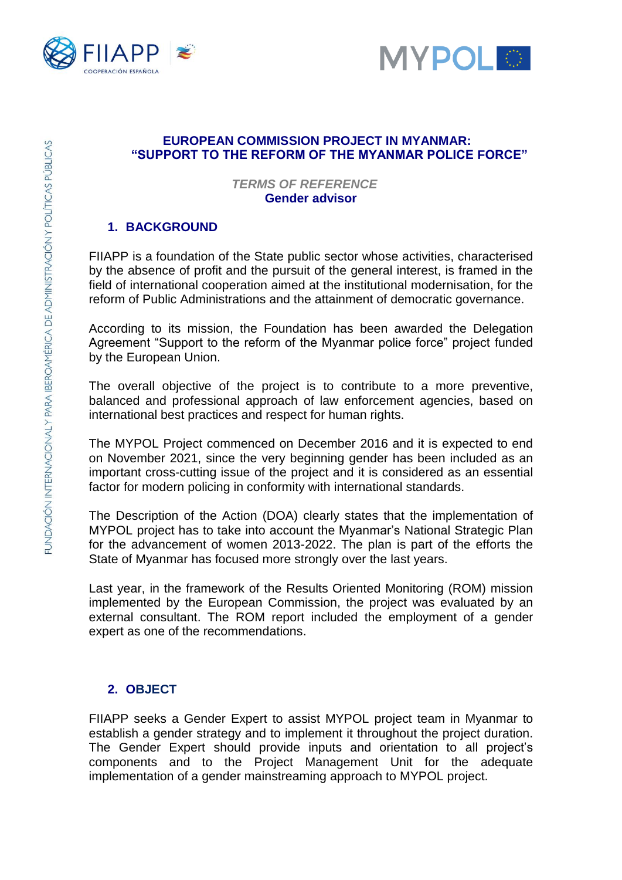# EUROPEAN COMMISSION PROJECT IN MYANMAR: "SUPPORT TO THE REFORM OF THE MYANMAR POLICE FORCE"

*TERMS OF REFERENCE*
**Gender advisor**

## 1. BACKGROUND

FIIAPP is a foundation of the State public sector whose activities, characterised by the absence of profit and the pursuit of the general interest, is framed in the field of international cooperation aimed at the institutional modernisation, for the reform of Public Administrations and the attainment of democratic governance.

According to its mission, the Foundation has been awarded the Delegation Agreement "Support to the reform of the Myanmar police force" project funded by the European Union.

The overall objective of the project is to contribute to a more preventive, balanced and professional approach of law enforcement agencies, based on international best practices and respect for human rights.

The MYPOL Project commenced on December 2016 and it is expected to end on November 2021, since the very beginning gender has been included as an important cross-cutting issue of the project and it is considered as an essential factor for modern policing in conformity with international standards.

The Description of the Action (DOA) clearly states that the implementation of MYPOL project has to take into account the Myanmar's National Strategic Plan for the advancement of women 2013-2022. The plan is part of the efforts the State of Myanmar has focused more strongly over the last years.

Last year, in the framework of the Results Oriented Monitoring (ROM) mission implemented by the European Commission, the project was evaluated by an external consultant. The ROM report included the employment of a gender expert as one of the recommendations.

## 2. OBJECT

FIIAPP seeks a Gender Expert to assist MYPOL project team in Myanmar to establish a gender strategy and to implement it throughout the project duration. The Gender Expert should provide inputs and orientation to all project's components and to the Project Management Unit for the adequate implementation of a gender mainstreaming approach to MYPOL project.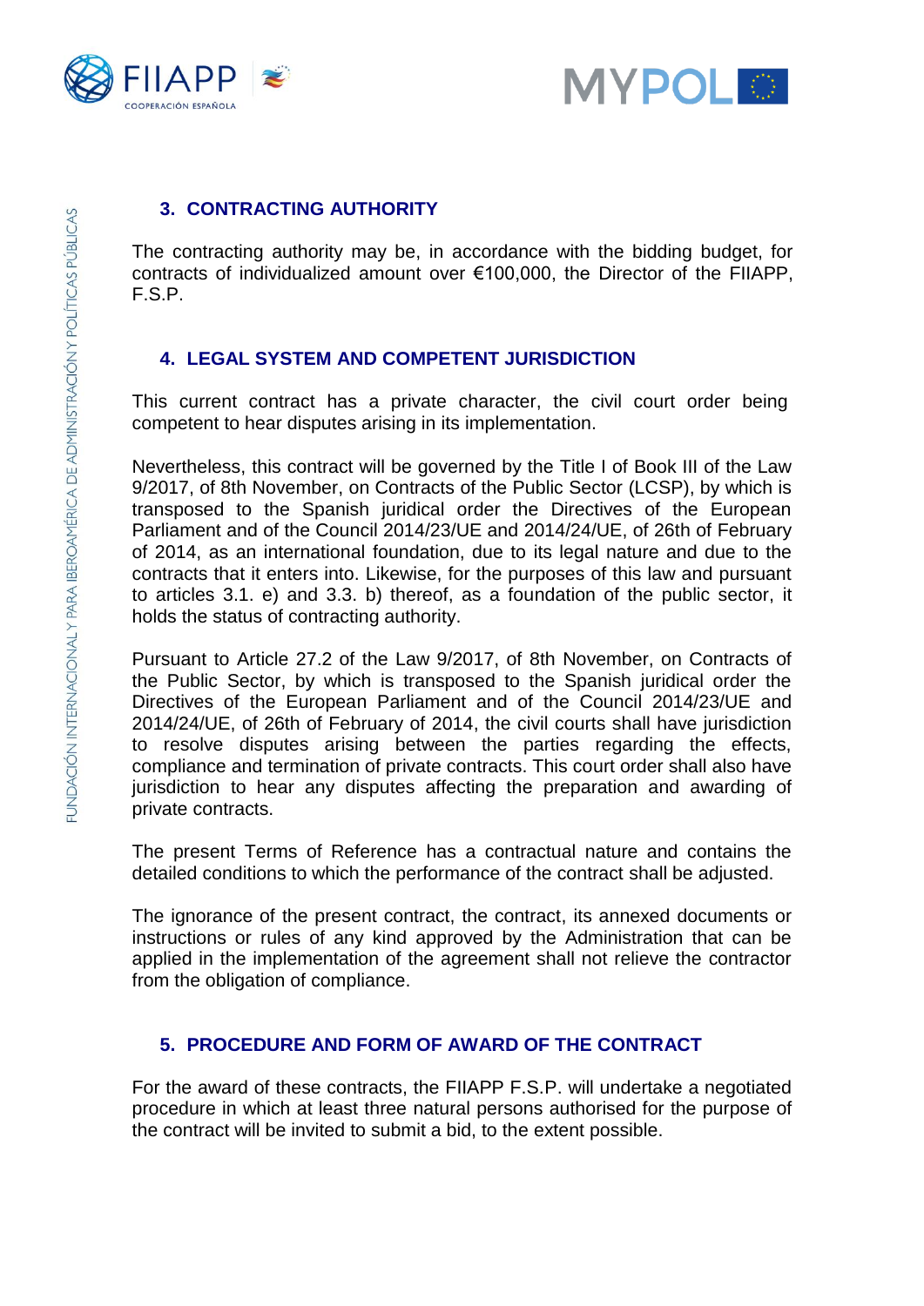## 3. CONTRACTING AUTHORITY

The contracting authority may be, in accordance with the bidding budget, for contracts of individualized amount over €100,000, the Director of the FIIAPP, F.S.P.

## 4. LEGAL SYSTEM AND COMPETENT JURISDICTION

This current contract has a private character, the civil court order being competent to hear disputes arising in its implementation.

Nevertheless, this contract will be governed by the Title I of Book III of the Law 9/2017, of 8th November, on Contracts of the Public Sector (LCSP), by which is transposed to the Spanish juridical order the Directives of the European Parliament and of the Council 2014/23/UE and 2014/24/UE, of 26th of February of 2014, as an international foundation, due to its legal nature and due to the contracts that it enters into. Likewise, for the purposes of this law and pursuant to articles 3.1. e) and 3.3. b) thereof, as a foundation of the public sector, it holds the status of contracting authority.

Pursuant to Article 27.2 of the Law 9/2017, of 8th November, on Contracts of the Public Sector, by which is transposed to the Spanish juridical order the Directives of the European Parliament and of the Council 2014/23/UE and 2014/24/UE, of 26th of February of 2014, the civil courts shall have jurisdiction to resolve disputes arising between the parties regarding the effects, compliance and termination of private contracts. This court order shall also have jurisdiction to hear any disputes affecting the preparation and awarding of private contracts.

The present Terms of Reference has a contractual nature and contains the detailed conditions to which the performance of the contract shall be adjusted.

The ignorance of the present contract, the contract, its annexed documents or instructions or rules of any kind approved by the Administration that can be applied in the implementation of the agreement shall not relieve the contractor from the obligation of compliance.

## 5. PROCEDURE AND FORM OF AWARD OF THE CONTRACT

For the award of these contracts, the FIIAPP F.S.P. will undertake a negotiated procedure in which at least three natural persons authorised for the purpose of the contract will be invited to submit a bid, to the extent possible.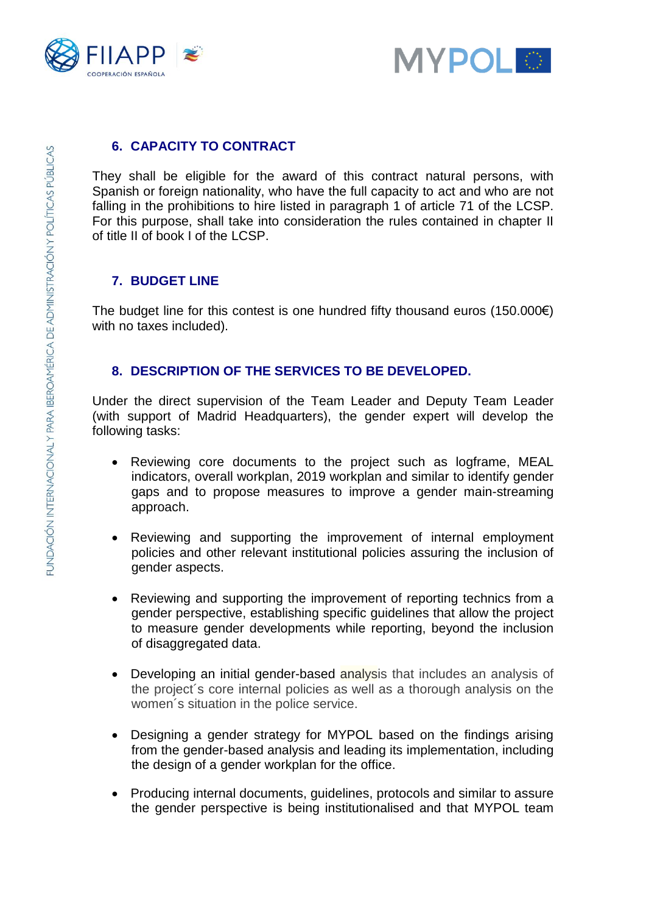## 6. CAPACITY TO CONTRACT

They shall be eligible for the award of this contract natural persons, with Spanish or foreign nationality, who have the full capacity to act and who are not falling in the prohibitions to hire listed in paragraph 1 of article 71 of the LCSP. For this purpose, shall take into consideration the rules contained in chapter II of title II of book I of the LCSP.

## 7. BUDGET LINE

The budget line for this contest is one hundred fifty thousand euros (150.000€) with no taxes included).

## 8. DESCRIPTION OF THE SERVICES TO BE DEVELOPED.

Under the direct supervision of the Team Leader and Deputy Team Leader (with support of Madrid Headquarters), the gender expert will develop the following tasks:

- Reviewing core documents to the project such as logframe, MEAL indicators, overall workplan, 2019 workplan and similar to identify gender gaps and to propose measures to improve a gender main-streaming approach.
- Reviewing and supporting the improvement of internal employment policies and other relevant institutional policies assuring the inclusion of gender aspects.
- Reviewing and supporting the improvement of reporting technics from a gender perspective, establishing specific guidelines that allow the project to measure gender developments while reporting, beyond the inclusion of disaggregated data.
- Developing an initial gender-based analysis that includes an analysis of the project´s core internal policies as well as a thorough analysis on the women´s situation in the police service.
- Designing a gender strategy for MYPOL based on the findings arising from the gender-based analysis and leading its implementation, including the design of a gender workplan for the office.
- Producing internal documents, guidelines, protocols and similar to assure the gender perspective is being institutionalised and that MYPOL team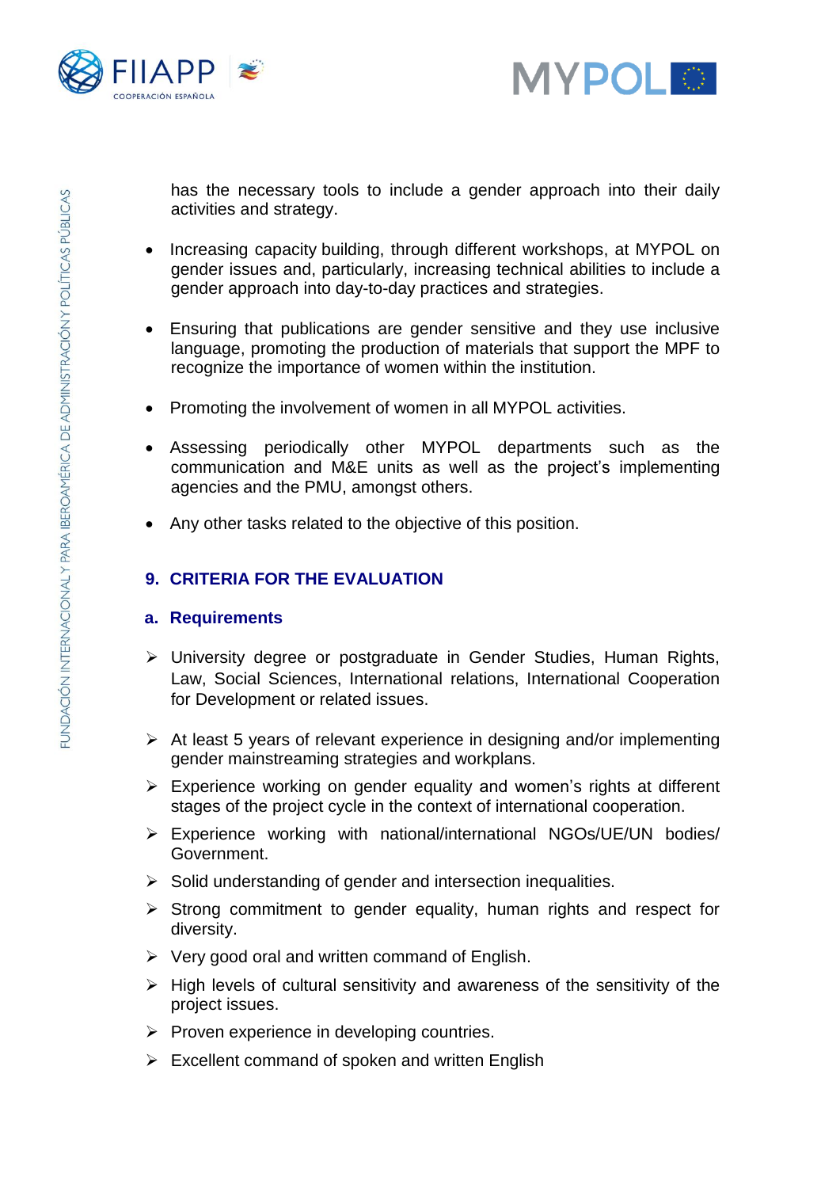has the necessary tools to include a gender approach into their daily activities and strategy.

- Increasing capacity building, through different workshops, at MYPOL on gender issues and, particularly, increasing technical abilities to include a gender approach into day-to-day practices and strategies.

- Ensuring that publications are gender sensitive and they use inclusive language, promoting the production of materials that support the MPF to recognize the importance of women within the institution.

- Promoting the involvement of women in all MYPOL activities.

- Assessing periodically other MYPOL departments such as the communication and M&E units as well as the project's implementing agencies and the PMU, amongst others.

- Any other tasks related to the objective of this position.

## 9. CRITERIA FOR THE EVALUATION

### a. Requirements

- University degree or postgraduate in Gender Studies, Human Rights, Law, Social Sciences, International relations, International Cooperation for Development or related issues.
- At least 5 years of relevant experience in designing and/or implementing gender mainstreaming strategies and workplans.
- Experience working on gender equality and women's rights at different stages of the project cycle in the context of international cooperation.
- Experience working with national/international NGOs/UE/UN bodies/ Government.
- Solid understanding of gender and intersection inequalities.
- Strong commitment to gender equality, human rights and respect for diversity.
- Very good oral and written command of English.
- High levels of cultural sensitivity and awareness of the sensitivity of the project issues.
- Proven experience in developing countries.
- Excellent command of spoken and written English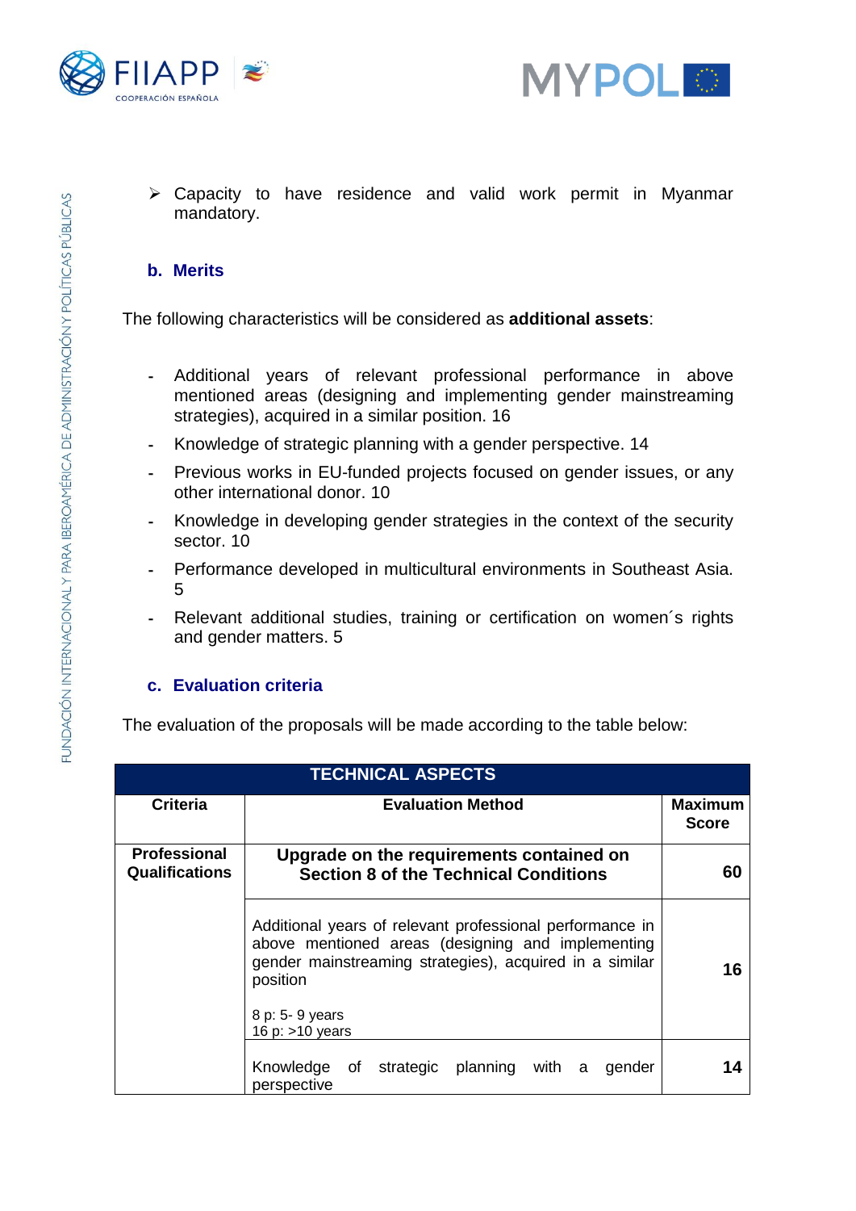- Capacity to have residence and valid work permit in Myanmar mandatory.

### b. Merits

The following characteristics will be considered as **additional assets**:

- Additional years of relevant professional performance in above mentioned areas (designing and implementing gender mainstreaming strategies), acquired in a similar position. 16
- Knowledge of strategic planning with a gender perspective. 14
- Previous works in EU-funded projects focused on gender issues, or any other international donor. 10
- Knowledge in developing gender strategies in the context of the security sector. 10
- Performance developed in multicultural environments in Southeast Asia. 5
- Relevant additional studies, training or certification on women´s rights and gender matters. 5

### c. Evaluation criteria

The evaluation of the proposals will be made according to the table below:

| TECHNICAL ASPECTS | | |
|---|---|---|
| **Criteria** | **Evaluation Method** | **Maximum Score** |
| **Professional Qualifications** | **Upgrade on the requirements contained on Section 8 of the Technical Conditions** | **60** |
| | Additional years of relevant professional performance in above mentioned areas (designing and implementing gender mainstreaming strategies), acquired in a similar position<br><br>8 p: 5- 9 years<br>16 p: >10 years | **16** |
| | Knowledge of strategic planning with a gender perspective | **14** |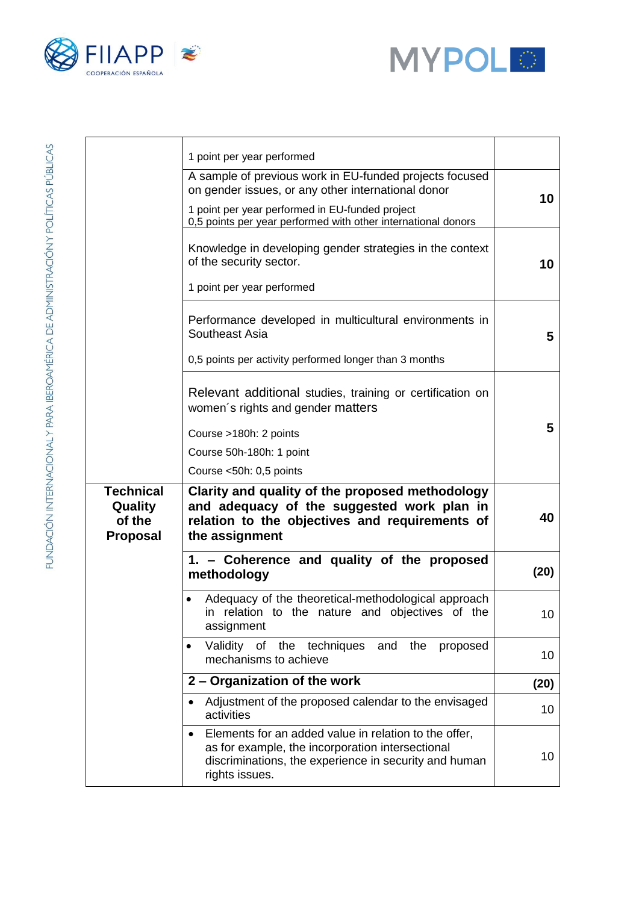| | | |
|---|---|---|
| | 1 point per year performed | |
| | A sample of previous work in EU-funded projects focused on gender issues, or any other international donor<br><br>1 point per year performed in EU-funded project<br>0,5 points per year performed with other international donors | **10** |
| | Knowledge in developing gender strategies in the context of the security sector.<br><br>1 point per year performed | **10** |
| | Performance developed in multicultural environments in Southeast Asia<br><br>0,5 points per activity performed longer than 3 months | **5** |
| | Relevant additional studies, training or certification on women´s rights and gender matters<br><br>Course >180h: 2 points<br>Course 50h-180h: 1 point<br>Course <50h: 0,5 points | **5** |
| **Technical Quality of the Proposal** | **Clarity and quality of the proposed methodology and adequacy of the suggested work plan in relation to the objectives and requirements of the assignment** | **40** |
| | **1. – Coherence and quality of the proposed methodology** | **(20)** |
| | • Adequacy of the theoretical-methodological approach in relation to the nature and objectives of the assignment | 10 |
| | • Validity of the techniques and the proposed mechanisms to achieve | 10 |
| | **2 – Organization of the work** | **(20)** |
| | • Adjustment of the proposed calendar to the envisaged activities | 10 |
| | • Elements for an added value in relation to the offer, as for example, the incorporation intersectional discriminations, the experience in security and human rights issues. | 10 |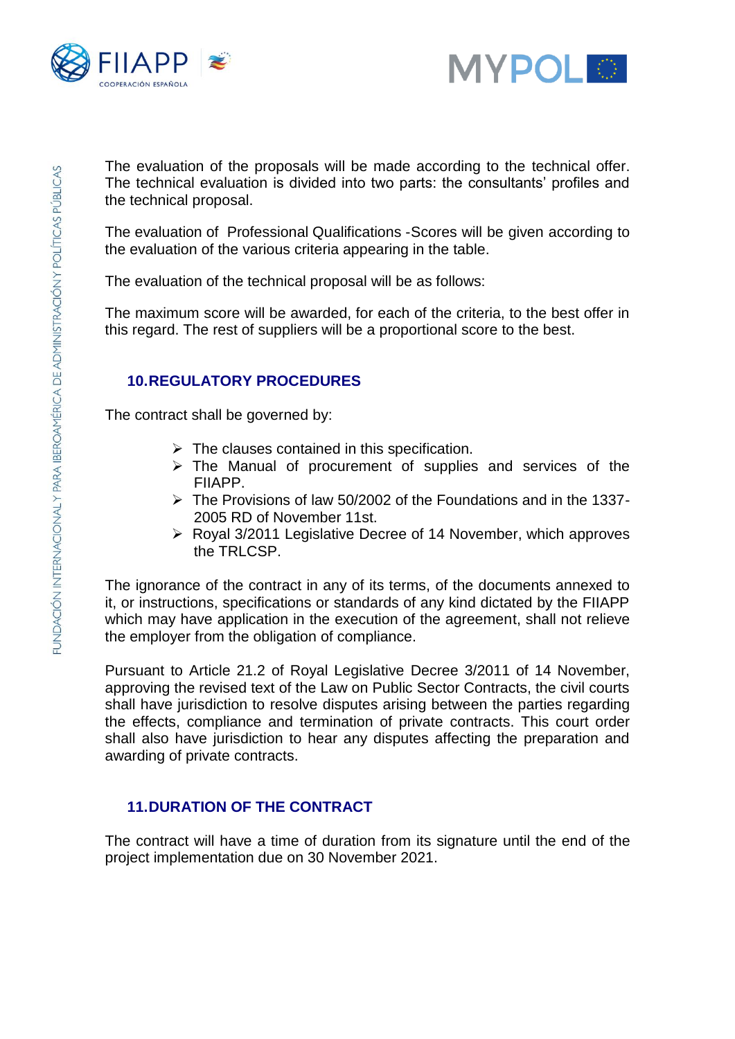The evaluation of the proposals will be made according to the technical offer. The technical evaluation is divided into two parts: the consultants' profiles and the technical proposal.

The evaluation of Professional Qualifications -Scores will be given according to the evaluation of the various criteria appearing in the table.

The evaluation of the technical proposal will be as follows:

The maximum score will be awarded, for each of the criteria, to the best offer in this regard. The rest of suppliers will be a proportional score to the best.

## 10. REGULATORY PROCEDURES

The contract shall be governed by:

- The clauses contained in this specification.
- The Manual of procurement of supplies and services of the FIIAPP.
- The Provisions of law 50/2002 of the Foundations and in the 1337-2005 RD of November 11st.
- Royal 3/2011 Legislative Decree of 14 November, which approves the TRLCSP.

The ignorance of the contract in any of its terms, of the documents annexed to it, or instructions, specifications or standards of any kind dictated by the FIIAPP which may have application in the execution of the agreement, shall not relieve the employer from the obligation of compliance.

Pursuant to Article 21.2 of Royal Legislative Decree 3/2011 of 14 November, approving the revised text of the Law on Public Sector Contracts, the civil courts shall have jurisdiction to resolve disputes arising between the parties regarding the effects, compliance and termination of private contracts. This court order shall also have jurisdiction to hear any disputes affecting the preparation and awarding of private contracts.

## 11. DURATION OF THE CONTRACT

The contract will have a time of duration from its signature until the end of the project implementation due on 30 November 2021.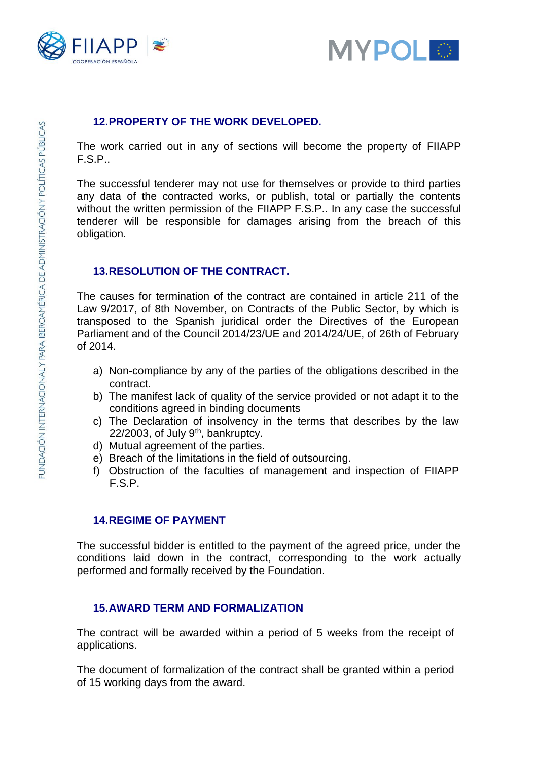## 12. PROPERTY OF THE WORK DEVELOPED.

The work carried out in any of sections will become the property of FIIAPP F.S.P..

The successful tenderer may not use for themselves or provide to third parties any data of the contracted works, or publish, total or partially the contents without the written permission of the FIIAPP F.S.P.. In any case the successful tenderer will be responsible for damages arising from the breach of this obligation.

## 13. RESOLUTION OF THE CONTRACT.

The causes for termination of the contract are contained in article 211 of the Law 9/2017, of 8th November, on Contracts of the Public Sector, by which is transposed to the Spanish juridical order the Directives of the European Parliament and of the Council 2014/23/UE and 2014/24/UE, of 26th of February of 2014.

a) Non-compliance by any of the parties of the obligations described in the contract.
b) The manifest lack of quality of the service provided or not adapt it to the conditions agreed in binding documents
c) The Declaration of insolvency in the terms that describes by the law 22/2003, of July 9th, bankruptcy.
d) Mutual agreement of the parties.
e) Breach of the limitations in the field of outsourcing.
f) Obstruction of the faculties of management and inspection of FIIAPP F.S.P.

## 14. REGIME OF PAYMENT

The successful bidder is entitled to the payment of the agreed price, under the conditions laid down in the contract, corresponding to the work actually performed and formally received by the Foundation.

## 15. AWARD TERM AND FORMALIZATION

The contract will be awarded within a period of 5 weeks from the receipt of applications.

The document of formalization of the contract shall be granted within a period of 15 working days from the award.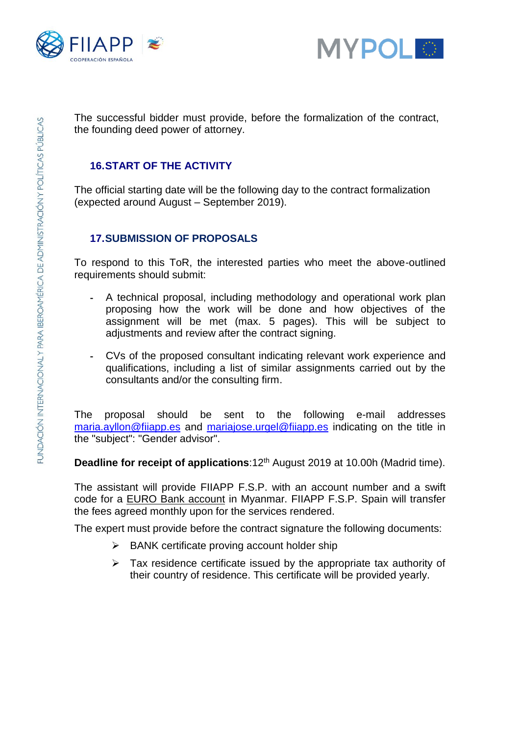The successful bidder must provide, before the formalization of the contract, the founding deed power of attorney.

## 16. START OF THE ACTIVITY

The official starting date will be the following day to the contract formalization (expected around August – September 2019).

## 17. SUBMISSION OF PROPOSALS

To respond to this ToR, the interested parties who meet the above-outlined requirements should submit:

- A technical proposal, including methodology and operational work plan proposing how the work will be done and how objectives of the assignment will be met (max. 5 pages). This will be subject to adjustments and review after the contract signing.
- CVs of the proposed consultant indicating relevant work experience and qualifications, including a list of similar assignments carried out by the consultants and/or the consulting firm.

The proposal should be sent to the following e-mail addresses maria.ayllon@fiiapp.es and mariajose.urgel@fiiapp.es indicating on the title in the "subject": "Gender advisor".

**Deadline for receipt of applications**:12th August 2019 at 10.00h (Madrid time).

The assistant will provide FIIAPP F.S.P. with an account number and a swift code for a EURO Bank account in Myanmar. FIIAPP F.S.P. Spain will transfer the fees agreed monthly upon for the services rendered.

The expert must provide before the contract signature the following documents:

- BANK certificate proving account holder ship
- Tax residence certificate issued by the appropriate tax authority of their country of residence. This certificate will be provided yearly.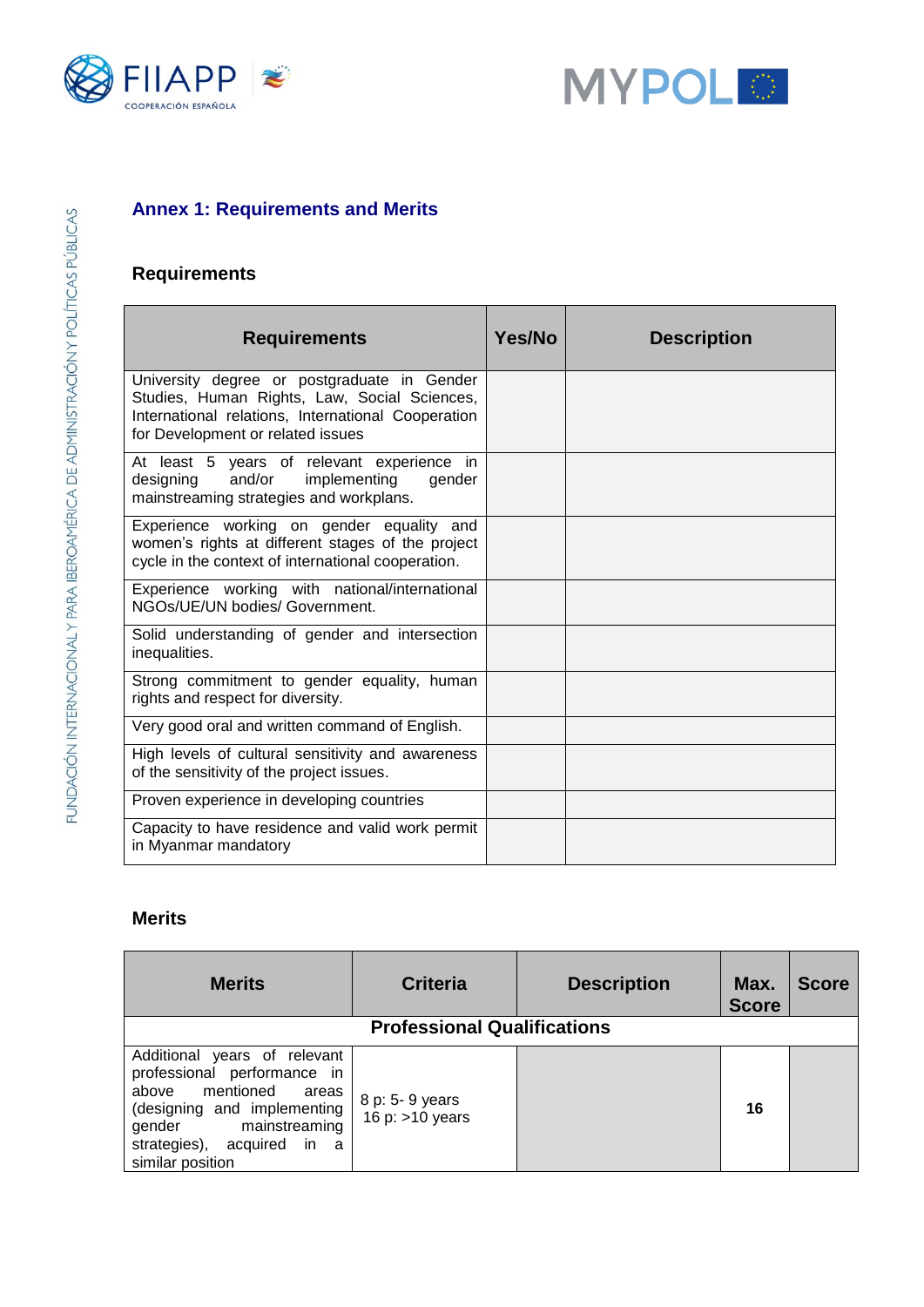## Annex 1: Requirements and Merits

### Requirements

| Requirements | Yes/No | Description |
| --- | --- | --- |
| University degree or postgraduate in Gender Studies, Human Rights, Law, Social Sciences, International relations, International Cooperation for Development or related issues | | |
| At least 5 years of relevant experience in designing and/or implementing gender mainstreaming strategies and workplans. | | |
| Experience working on gender equality and women's rights at different stages of the project cycle in the context of international cooperation. | | |
| Experience working with national/international NGOs/UE/UN bodies/ Government. | | |
| Solid understanding of gender and intersection inequalities. | | |
| Strong commitment to gender equality, human rights and respect for diversity. | | |
| Very good oral and written command of English. | | |
| High levels of cultural sensitivity and awareness of the sensitivity of the project issues. | | |
| Proven experience in developing countries | | |
| Capacity to have residence and valid work permit in Myanmar mandatory | | |

### Merits

| Merits | Criteria | Description | Max. Score | Score |
| --- | --- | --- | --- | --- |
| **Professional Qualifications** | | | | |
| Additional years of relevant professional performance in above mentioned areas (designing and implementing gender mainstreaming strategies), acquired in a similar position | 8 p: 5- 9 years<br>16 p: >10 years | | **16** | |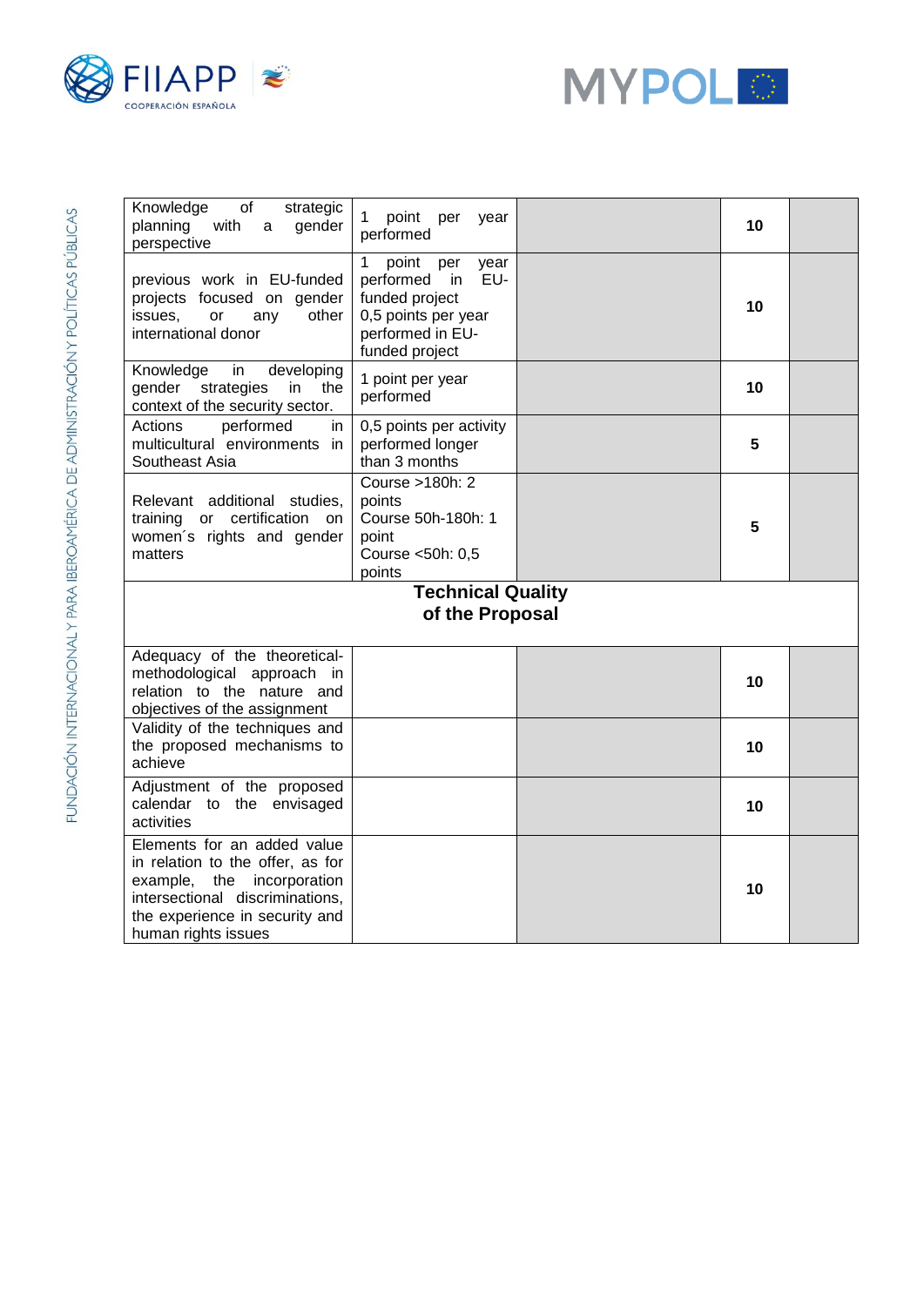| | | | | |
|---|---|---|---|---|
| Knowledge of strategic planning with a gender perspective | 1 point per year performed | | **10** | |
| previous work in EU-funded projects focused on gender issues, or any other international donor | 1 point per year performed in EU-funded project<br>0,5 points per year performed in EU-funded project | | **10** | |
| Knowledge in developing gender strategies in the context of the security sector. | 1 point per year performed | | **10** | |
| Actions performed in multicultural environments in Southeast Asia | 0,5 points per activity performed longer than 3 months | | **5** | |
| Relevant additional studies, training or certification on women´s rights and gender matters | Course >180h: 2 points<br>Course 50h-180h: 1 point<br>Course <50h: 0,5 points | | **5** | |
| **Technical Quality of the Proposal** | | | | |
| Adequacy of the theoretical-methodological approach in relation to the nature and objectives of the assignment | | | **10** | |
| Validity of the techniques and the proposed mechanisms to achieve | | | **10** | |
| Adjustment of the proposed calendar to the envisaged activities | | | **10** | |
| Elements for an added value in relation to the offer, as for example, the incorporation intersectional discriminations, the experience in security and human rights issues | | | **10** | |